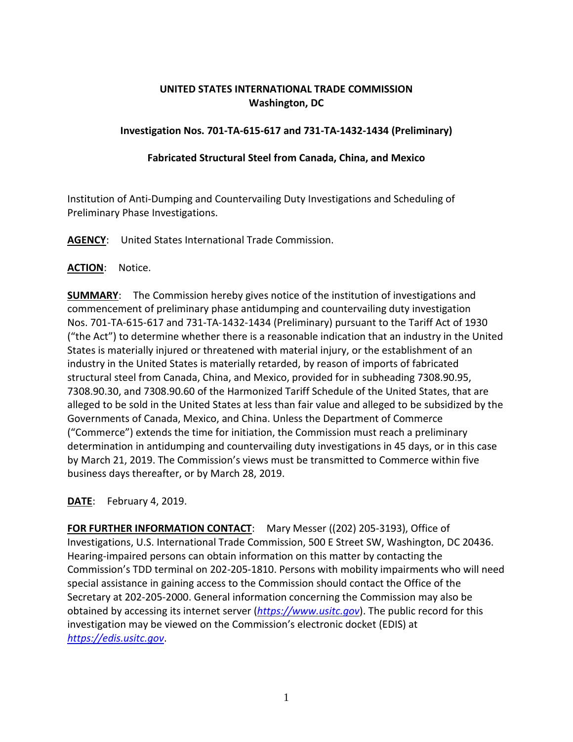**UNITED STATES INTERNATIONAL TRADE COMMISSION**
**Washington, DC**

**Investigation Nos. 701-TA-615-617 and 731-TA-1432-1434 (Preliminary)**

**Fabricated Structural Steel from Canada, China, and Mexico**

Institution of Anti-Dumping and Countervailing Duty Investigations and Scheduling of Preliminary Phase Investigations.

**AGENCY**: United States International Trade Commission.

**ACTION**: Notice.

**SUMMARY**: The Commission hereby gives notice of the institution of investigations and commencement of preliminary phase antidumping and countervailing duty investigation Nos. 701-TA-615-617 and 731-TA-1432-1434 (Preliminary) pursuant to the Tariff Act of 1930 ("the Act") to determine whether there is a reasonable indication that an industry in the United States is materially injured or threatened with material injury, or the establishment of an industry in the United States is materially retarded, by reason of imports of fabricated structural steel from Canada, China, and Mexico, provided for in subheading 7308.90.95, 7308.90.30, and 7308.90.60 of the Harmonized Tariff Schedule of the United States, that are alleged to be sold in the United States at less than fair value and alleged to be subsidized by the Governments of Canada, Mexico, and China. Unless the Department of Commerce ("Commerce") extends the time for initiation, the Commission must reach a preliminary determination in antidumping and countervailing duty investigations in 45 days, or in this case by March 21, 2019. The Commission's views must be transmitted to Commerce within five business days thereafter, or by March 28, 2019.

**DATE**: February 4, 2019.

**FOR FURTHER INFORMATION CONTACT**: Mary Messer ((202) 205-3193), Office of Investigations, U.S. International Trade Commission, 500 E Street SW, Washington, DC 20436. Hearing-impaired persons can obtain information on this matter by contacting the Commission's TDD terminal on 202-205-1810. Persons with mobility impairments who will need special assistance in gaining access to the Commission should contact the Office of the Secretary at 202-205-2000. General information concerning the Commission may also be obtained by accessing its internet server (*https://www.usitc.gov*). The public record for this investigation may be viewed on the Commission's electronic docket (EDIS) at *https://edis.usitc.gov*.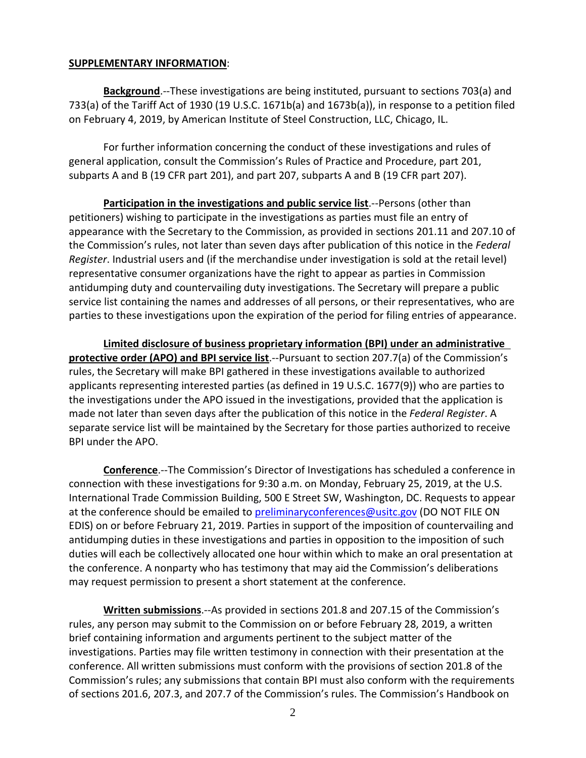**SUPPLEMENTARY INFORMATION**:

**Background**.--These investigations are being instituted, pursuant to sections 703(a) and 733(a) of the Tariff Act of 1930 (19 U.S.C. 1671b(a) and 1673b(a)), in response to a petition filed on February 4, 2019, by American Institute of Steel Construction, LLC, Chicago, IL.

For further information concerning the conduct of these investigations and rules of general application, consult the Commission's Rules of Practice and Procedure, part 201, subparts A and B (19 CFR part 201), and part 207, subparts A and B (19 CFR part 207).

**Participation in the investigations and public service list**.--Persons (other than petitioners) wishing to participate in the investigations as parties must file an entry of appearance with the Secretary to the Commission, as provided in sections 201.11 and 207.10 of the Commission's rules, not later than seven days after publication of this notice in the *Federal Register*. Industrial users and (if the merchandise under investigation is sold at the retail level) representative consumer organizations have the right to appear as parties in Commission antidumping duty and countervailing duty investigations. The Secretary will prepare a public service list containing the names and addresses of all persons, or their representatives, who are parties to these investigations upon the expiration of the period for filing entries of appearance.

**Limited disclosure of business proprietary information (BPI) under an administrative protective order (APO) and BPI service list**.--Pursuant to section 207.7(a) of the Commission's rules, the Secretary will make BPI gathered in these investigations available to authorized applicants representing interested parties (as defined in 19 U.S.C. 1677(9)) who are parties to the investigations under the APO issued in the investigations, provided that the application is made not later than seven days after the publication of this notice in the *Federal Register*. A separate service list will be maintained by the Secretary for those parties authorized to receive BPI under the APO.

**Conference**.--The Commission's Director of Investigations has scheduled a conference in connection with these investigations for 9:30 a.m. on Monday, February 25, 2019, at the U.S. International Trade Commission Building, 500 E Street SW, Washington, DC. Requests to appear at the conference should be emailed to preliminaryconferences@usitc.gov (DO NOT FILE ON EDIS) on or before February 21, 2019. Parties in support of the imposition of countervailing and antidumping duties in these investigations and parties in opposition to the imposition of such duties will each be collectively allocated one hour within which to make an oral presentation at the conference. A nonparty who has testimony that may aid the Commission's deliberations may request permission to present a short statement at the conference.

**Written submissions**.--As provided in sections 201.8 and 207.15 of the Commission's rules, any person may submit to the Commission on or before February 28, 2019, a written brief containing information and arguments pertinent to the subject matter of the investigations. Parties may file written testimony in connection with their presentation at the conference. All written submissions must conform with the provisions of section 201.8 of the Commission's rules; any submissions that contain BPI must also conform with the requirements of sections 201.6, 207.3, and 207.7 of the Commission's rules. The Commission's Handbook on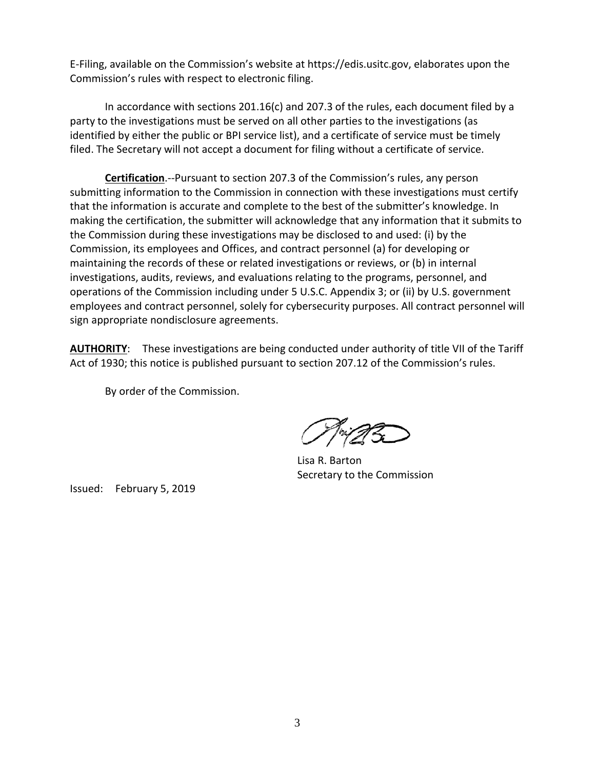E-Filing, available on the Commission's website at https://edis.usitc.gov, elaborates upon the Commission's rules with respect to electronic filing.

In accordance with sections 201.16(c) and 207.3 of the rules, each document filed by a party to the investigations must be served on all other parties to the investigations (as identified by either the public or BPI service list), and a certificate of service must be timely filed. The Secretary will not accept a document for filing without a certificate of service.

**Certification**.--Pursuant to section 207.3 of the Commission's rules, any person submitting information to the Commission in connection with these investigations must certify that the information is accurate and complete to the best of the submitter's knowledge. In making the certification, the submitter will acknowledge that any information that it submits to the Commission during these investigations may be disclosed to and used: (i) by the Commission, its employees and Offices, and contract personnel (a) for developing or maintaining the records of these or related investigations or reviews, or (b) in internal investigations, audits, reviews, and evaluations relating to the programs, personnel, and operations of the Commission including under 5 U.S.C. Appendix 3; or (ii) by U.S. government employees and contract personnel, solely for cybersecurity purposes. All contract personnel will sign appropriate nondisclosure agreements.

**AUTHORITY**: These investigations are being conducted under authority of title VII of the Tariff Act of 1930; this notice is published pursuant to section 207.12 of the Commission's rules.

By order of the Commission.

Lisa R. Barton
Secretary to the Commission

Issued: February 5, 2019